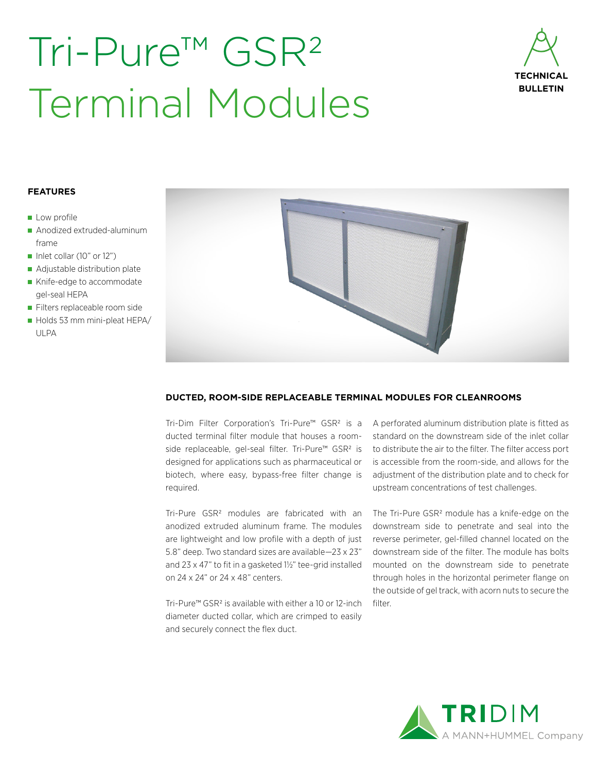# Tri-Pure™ GSR² Terminal Modules

TECHNICAL BULLETIN

## FEATURES

- Low profile
- Anodized extruded-aluminum frame
- Inlet collar (10" or 12")
- Adjustable distribution plate
- Knife-edge to accommodate gel-seal HEPA
- Filters replaceable room side
- Holds 53 mm mini-pleat HEPA/ULPA

## DUCTED, ROOM-SIDE REPLACEABLE TERMINAL MODULES FOR CLEANROOMS

Tri-Dim Filter Corporation's Tri-Pure™ GSR² is a ducted terminal filter module that houses a room-side replaceable, gel-seal filter. Tri-Pure™ GSR² is designed for applications such as pharmaceutical or biotech, where easy, bypass-free filter change is required.

Tri-Pure GSR² modules are fabricated with an anodized extruded aluminum frame. The modules are lightweight and low profile with a depth of just 5.8" deep. Two standard sizes are available—23 x 23" and 23 x 47" to fit in a gasketed 1½" tee-grid installed on 24 x 24" or 24 x 48" centers.

Tri-Pure™ GSR² is available with either a 10 or 12-inch diameter ducted collar, which are crimped to easily and securely connect the flex duct.

A perforated aluminum distribution plate is fitted as standard on the downstream side of the inlet collar to distribute the air to the filter. The filter access port is accessible from the room-side, and allows for the adjustment of the distribution plate and to check for upstream concentrations of test challenges.

The Tri-Pure GSR² module has a knife-edge on the downstream side to penetrate and seal into the reverse perimeter, gel-filled channel located on the downstream side of the filter. The module has bolts mounted on the downstream side to penetrate through holes in the horizontal perimeter flange on the outside of gel track, with acorn nuts to secure the filter.

TRIDIM
A MANN+HUMMEL Company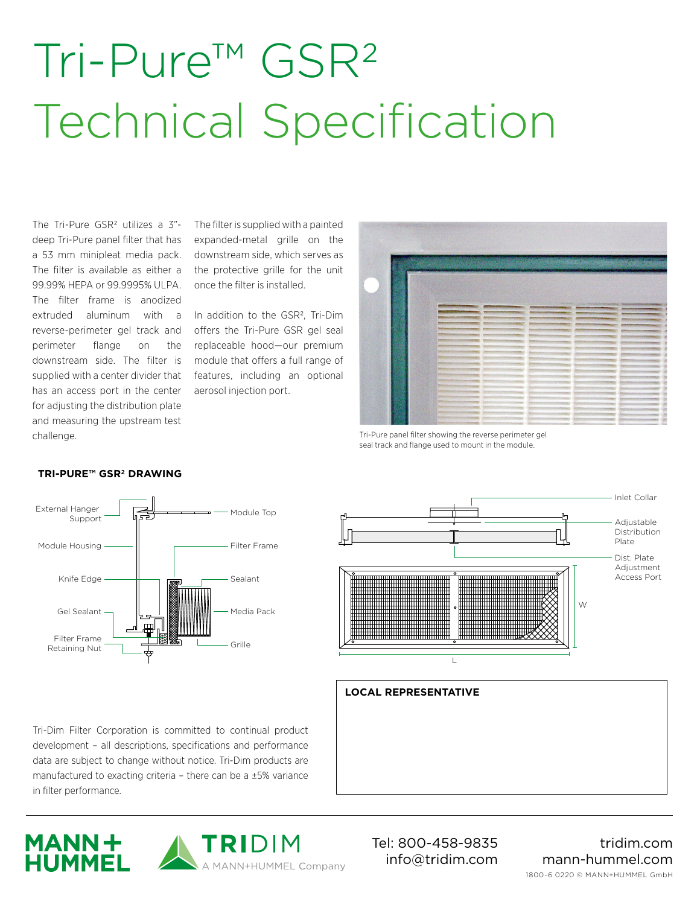# Tri-Pure™ GSR² Technical Specification

The Tri-Pure GSR² utilizes a 3"-deep Tri-Pure panel filter that has a 53 mm minipleat media pack. The filter is available as either a 99.99% HEPA or 99.9995% ULPA. The filter frame is anodized extruded aluminum with a reverse-perimeter gel track and perimeter flange on the downstream side. The filter is supplied with a center divider that has an access port in the center for adjusting the distribution plate and measuring the upstream test challenge.

The filter is supplied with a painted expanded-metal grille on the downstream side, which serves as the protective grille for the unit once the filter is installed.

In addition to the GSR², Tri-Dim offers the Tri-Pure GSR gel seal replaceable hood—our premium module that offers a full range of features, including an optional aerosol injection port.

Tri-Pure panel filter showing the reverse perimeter gel seal track and flange used to mount in the module.

## TRI-PURE™ GSR² DRAWING

External Hanger Support

Module Housing

Knife Edge

Gel Sealant

Filter Frame Retaining Nut

Module Top

Filter Frame

Sealant

Media Pack

Grille

Inlet Collar

Adjustable Distribution Plate

Dist. Plate Adjustment Access Port

W

L

**LOCAL REPRESENTATIVE**

Tri-Dim Filter Corporation is committed to continual product development – all descriptions, specifications and performance data are subject to change without notice. Tri-Dim products are manufactured to exacting criteria – there can be a ±5% variance in filter performance.

MANN+HUMMEL

TRIDIM A MANN+HUMMEL Company

Tel: 800-458-9835
info@tridim.com

tridim.com
mann-hummel.com

1800-6 0220 © MANN+HUMMEL GmbH